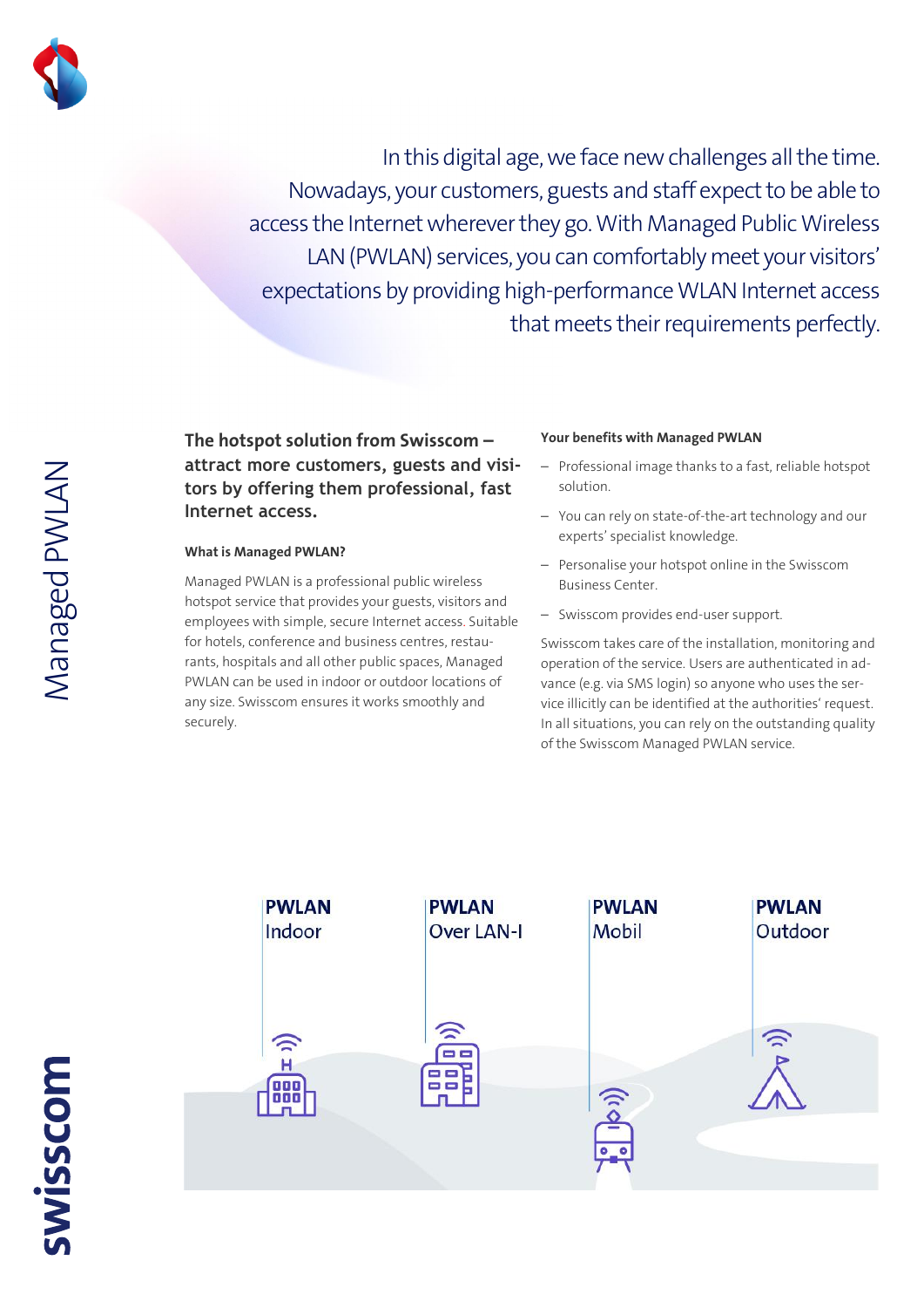# Managed PWLAN

In this digital age, we face new challenges all the time. Nowadays, your customers, guests and staff expect to be able to access the Internet wherever they go. With Managed Public Wireless LAN (PWLAN) services, you can comfortably meet your visitors' expectations by providing high-performance WLAN Internet access that meets their requirements perfectly.

**The hotspot solution from Swisscom – attract more customers, guests and visitors by offering them professional, fast Internet access.**

### What is Managed PWLAN?

Managed PWLAN is a professional public wireless hotspot service that provides your guests, visitors and employees with simple, secure Internet access. Suitable for hotels, conference and business centres, restaurants, hospitals and all other public spaces, Managed PWLAN can be used in indoor or outdoor locations of any size. Swisscom ensures it works smoothly and securely.

### Your benefits with Managed PWLAN

- Professional image thanks to a fast, reliable hotspot solution.
- You can rely on state-of-the-art technology and our experts' specialist knowledge.
- Personalise your hotspot online in the Swisscom Business Center.
- Swisscom provides end-user support.

Swisscom takes care of the installation, monitoring and operation of the service. Users are authenticated in advance (e.g. via SMS login) so anyone who uses the service illicitly can be identified at the authorities' request. In all situations, you can rely on the outstanding quality of the Swisscom Managed PWLAN service.

**PWLAN** Indoor

**PWLAN** Over LAN-I

**PWLAN** Mobil

**PWLAN** Outdoor

swisscom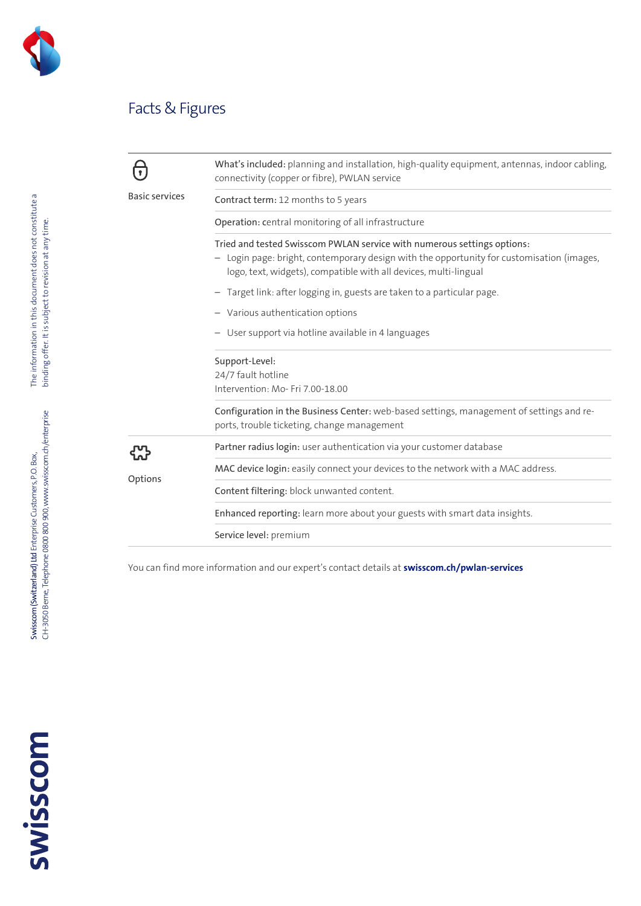# Facts & Figures

| | |
|---|---|
| Basic services | **What's included:** planning and installation, high-quality equipment, antennas, indoor cabling, connectivity (copper or fibre), PWLAN service |
| | **Contract term:** 12 months to 5 years |
| | **Operation:** central monitoring of all infrastructure |
| | **Tried and tested Swisscom PWLAN service with numerous settings options:**<br>– Login page: bright, contemporary design with the opportunity for customisation (images, logo, text, widgets), compatible with all devices, multi-lingual<br>– Target link: after logging in, guests are taken to a particular page.<br>– Various authentication options<br>– User support via hotline available in 4 languages |
| | **Support-Level:**<br>24/7 fault hotline<br>Intervention: Mo- Fri 7.00-18.00 |
| | **Configuration in the Business Center:** web-based settings, management of settings and reports, trouble ticketing, change management |
| Options | **Partner radius login:** user authentication via your customer database |
| | **MAC device login:** easily connect your devices to the network with a MAC address. |
| | **Content filtering:** block unwanted content. |
| | **Enhanced reporting:** learn more about your guests with smart data insights. |
| | **Service level:** premium |

You can find more information and our expert's contact details at **swisscom.ch/pwlan-services**

The information in this document does not constitute a binding offer. It is subject to revision at any time.

**Swisscom (Switzerland) Ltd** Enterprise Customers, P.O. Box, CH-3050 Berne, Telephone 0800 800 900, www.swisscom.ch/enterprise